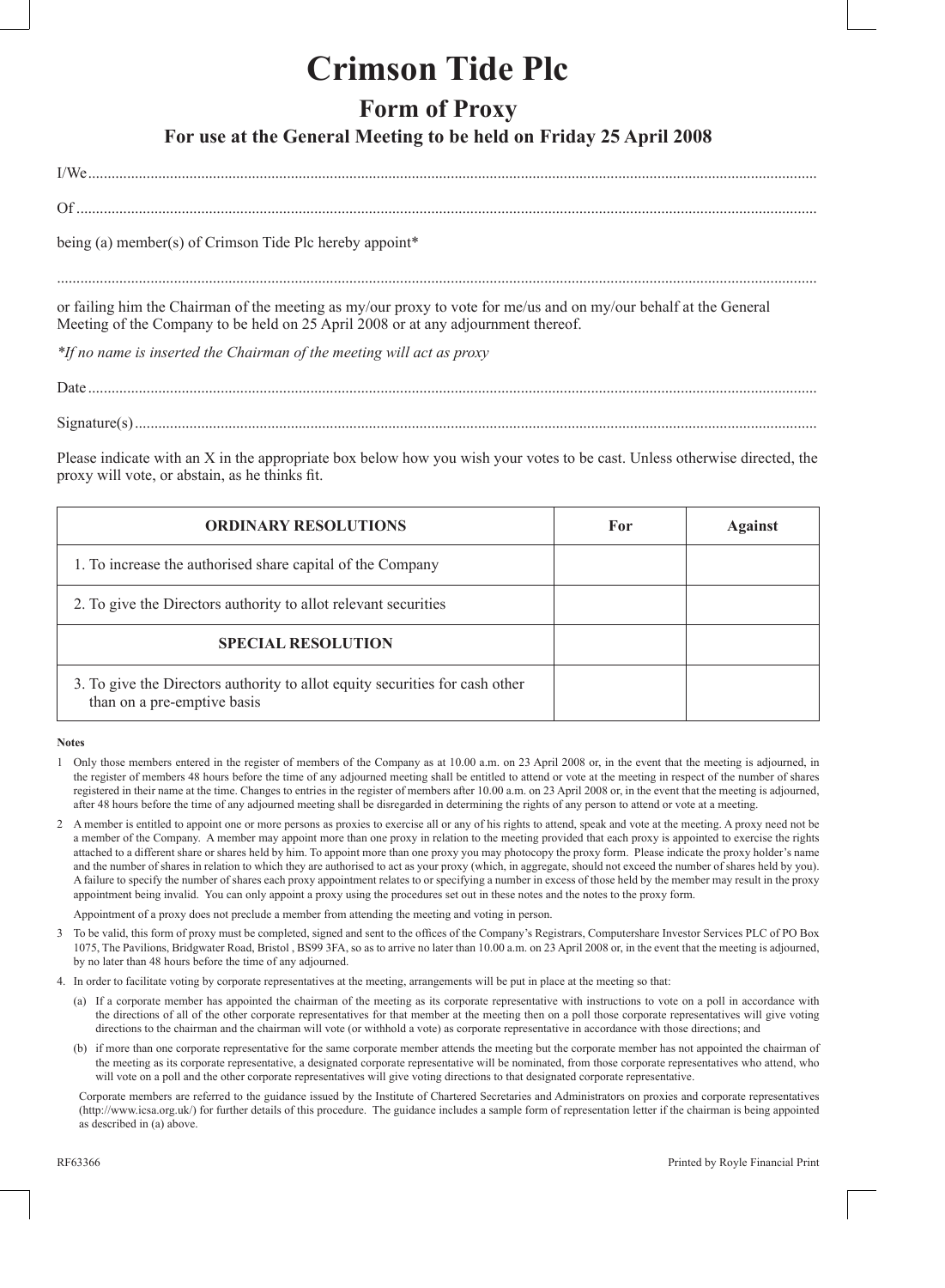# Crimson Tide Plc

## Form of Proxy

### For use at the General Meeting to be held on Friday 25 April 2008

I/We..........................................................................................................................................................................

Of ............................................................................................................................................................................

being (a) member(s) of Crimson Tide Plc hereby appoint*

...................................................................................................................................................................................

or failing him the Chairman of the meeting as my/our proxy to vote for me/us and on my/our behalf at the General Meeting of the Company to be held on 25 April 2008 or at any adjournment thereof.

*\*If no name is inserted the Chairman of the meeting will act as proxy*

Date ..........................................................................................................................................................................

Signature(s) .............................................................................................................................................................

Please indicate with an X in the appropriate box below how you wish your votes to be cast. Unless otherwise directed, the proxy will vote, or abstain, as he thinks fit.

| ORDINARY RESOLUTIONS | For | Against |
|---|---|---|
| 1. To increase the authorised share capital of the Company | | |
| 2. To give the Directors authority to allot relevant securities | | |
| **SPECIAL RESOLUTION** | | |
| 3. To give the Directors authority to allot equity securities for cash other than on a pre-emptive basis | | |

**Notes**

1 Only those members entered in the register of members of the Company as at 10.00 a.m. on 23 April 2008 or, in the event that the meeting is adjourned, in the register of members 48 hours before the time of any adjourned meeting shall be entitled to attend or vote at the meeting in respect of the number of shares registered in their name at the time. Changes to entries in the register of members after 10.00 a.m. on 23 April 2008 or, in the event that the meeting is adjourned, after 48 hours before the time of any adjourned meeting shall be disregarded in determining the rights of any person to attend or vote at a meeting.

2 A member is entitled to appoint one or more persons as proxies to exercise all or any of his rights to attend, speak and vote at the meeting. A proxy need not be a member of the Company. A member may appoint more than one proxy in relation to the meeting provided that each proxy is appointed to exercise the rights attached to a different share or shares held by him. To appoint more than one proxy you may photocopy the proxy form. Please indicate the proxy holder's name and the number of shares in relation to which they are authorised to act as your proxy (which, in aggregate, should not exceed the number of shares held by you). A failure to specify the number of shares each proxy appointment relates to or specifying a number in excess of those held by the member may result in the proxy appointment being invalid. You can only appoint a proxy using the procedures set out in these notes and the notes to the proxy form.

Appointment of a proxy does not preclude a member from attending the meeting and voting in person.

3 To be valid, this form of proxy must be completed, signed and sent to the offices of the Company's Registrars, Computershare Investor Services PLC of PO Box 1075, The Pavilions, Bridgwater Road, Bristol , BS99 3FA, so as to arrive no later than 10.00 a.m. on 23 April 2008 or, in the event that the meeting is adjourned, by no later than 48 hours before the time of any adjourned.

4. In order to facilitate voting by corporate representatives at the meeting, arrangements will be put in place at the meeting so that:

(a) If a corporate member has appointed the chairman of the meeting as its corporate representative with instructions to vote on a poll in accordance with the directions of all of the other corporate representatives for that member at the meeting then on a poll those corporate representatives will give voting directions to the chairman and the chairman will vote (or withhold a vote) as corporate representative in accordance with those directions; and

(b) if more than one corporate representative for the same corporate member attends the meeting but the corporate member has not appointed the chairman of the meeting as its corporate representative, a designated corporate representative will be nominated, from those corporate representatives who attend, who will vote on a poll and the other corporate representatives will give voting directions to that designated corporate representative.

Corporate members are referred to the guidance issued by the Institute of Chartered Secretaries and Administrators on proxies and corporate representatives (http://www.icsa.org.uk/) for further details of this procedure. The guidance includes a sample form of representation letter if the chairman is being appointed as described in (a) above.

RF63366 Printed by Royle Financial Print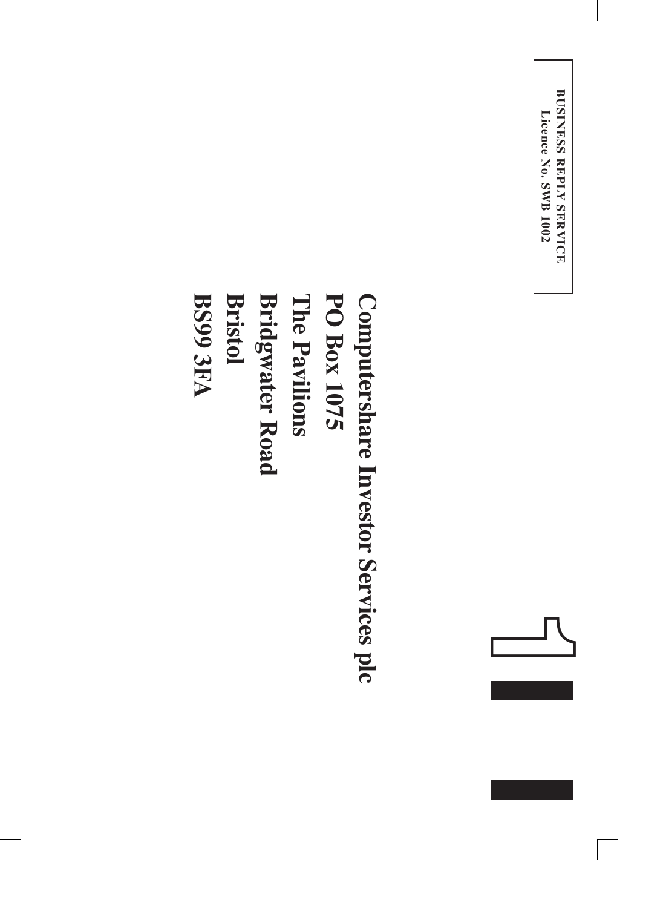BUSINESS REPLY SERVICE
Licence No. SWB 1002

**Computershare Investor Services plc**
**PO Box 1075**
**The Pavilions**
**Bridgwater Road**
**Bristol**
**BS99 3FA**